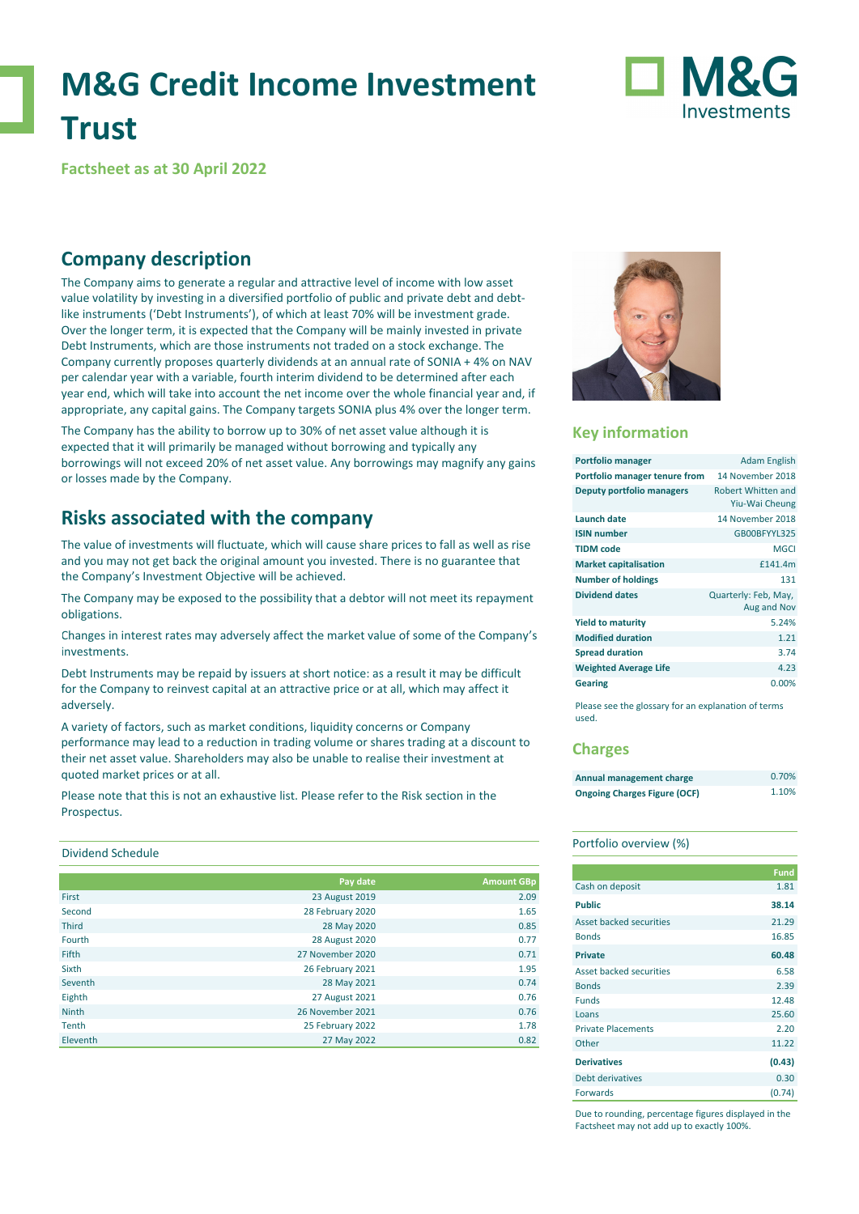# M&G Credit Income Investment Trust

**Factsheet as at 30 April 2022**

## Company description

The Company aims to generate a regular and attractive level of income with low asset value volatility by investing in a diversified portfolio of public and private debt and debt-like instruments ('Debt Instruments'), of which at least 70% will be investment grade. Over the longer term, it is expected that the Company will be mainly invested in private Debt Instruments, which are those instruments not traded on a stock exchange. The Company currently proposes quarterly dividends at an annual rate of SONIA + 4% on NAV per calendar year with a variable, fourth interim dividend to be determined after each year end, which will take into account the net income over the whole financial year and, if appropriate, any capital gains. The Company targets SONIA plus 4% over the longer term.

The Company has the ability to borrow up to 30% of net asset value although it is expected that it will primarily be managed without borrowing and typically any borrowings will not exceed 20% of net asset value. Any borrowings may magnify any gains or losses made by the Company.

## Risks associated with the company

The value of investments will fluctuate, which will cause share prices to fall as well as rise and you may not get back the original amount you invested. There is no guarantee that the Company's Investment Objective will be achieved.

The Company may be exposed to the possibility that a debtor will not meet its repayment obligations.

Changes in interest rates may adversely affect the market value of some of the Company's investments.

Debt Instruments may be repaid by issuers at short notice: as a result it may be difficult for the Company to reinvest capital at an attractive price or at all, which may affect it adversely.

A variety of factors, such as market conditions, liquidity concerns or Company performance may lead to a reduction in trading volume or shares trading at a discount to their net asset value. Shareholders may also be unable to realise their investment at quoted market prices or at all.

Please note that this is not an exhaustive list. Please refer to the Risk section in the Prospectus.

### Dividend Schedule

| | Pay date | Amount GBp |
|---|---|---|
| First | 23 August 2019 | 2.09 |
| Second | 28 February 2020 | 1.65 |
| Third | 28 May 2020 | 0.85 |
| Fourth | 28 August 2020 | 0.77 |
| Fifth | 27 November 2020 | 0.71 |
| Sixth | 26 February 2021 | 1.95 |
| Seventh | 28 May 2021 | 0.74 |
| Eighth | 27 August 2021 | 0.76 |
| Ninth | 26 November 2021 | 0.76 |
| Tenth | 25 February 2022 | 1.78 |
| Eleventh | 27 May 2022 | 0.82 |

## Key information

| | |
|---|---|
| **Portfolio manager** | Adam English |
| **Portfolio manager tenure from** | 14 November 2018 |
| **Deputy portfolio managers** | Robert Whitten and Yiu-Wai Cheung |
| **Launch date** | 14 November 2018 |
| **ISIN number** | GB00BFYYL325 |
| **TIDM code** | MGCI |
| **Market capitalisation** | £141.4m |
| **Number of holdings** | 131 |
| **Dividend dates** | Quarterly: Feb, May, Aug and Nov |
| **Yield to maturity** | 5.24% |
| **Modified duration** | 1.21 |
| **Spread duration** | 3.74 |
| **Weighted Average Life** | 4.23 |
| **Gearing** | 0.00% |

Please see the glossary for an explanation of terms used.

## Charges

| | |
|---|---|
| **Annual management charge** | 0.70% |
| **Ongoing Charges Figure (OCF)** | 1.10% |

### Portfolio overview (%)

| | Fund |
|---|---|
| Cash on deposit | 1.81 |
| **Public** | **38.14** |
| Asset backed securities | 21.29 |
| Bonds | 16.85 |
| **Private** | **60.48** |
| Asset backed securities | 6.58 |
| Bonds | 2.39 |
| Funds | 12.48 |
| Loans | 25.60 |
| Private Placements | 2.20 |
| Other | 11.22 |
| **Derivatives** | **(0.43)** |
| Debt derivatives | 0.30 |
| Forwards | (0.74) |

Due to rounding, percentage figures displayed in the Factsheet may not add up to exactly 100%.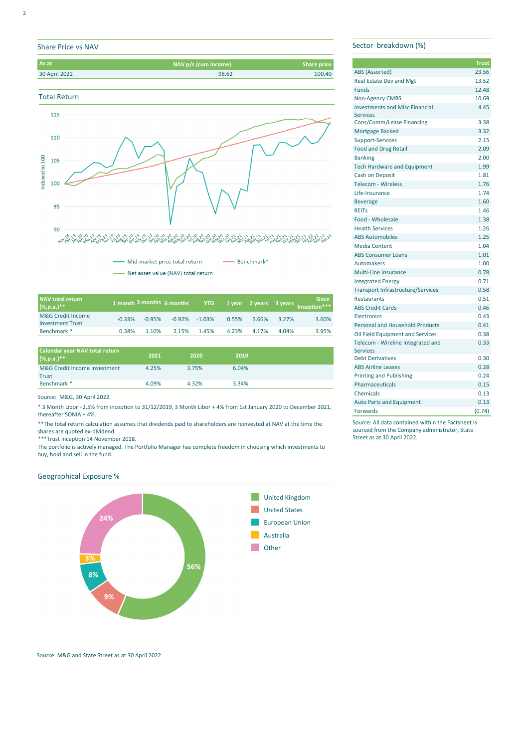## Share Price vs NAV

| As at | NAV p/s (cum income) | Share price |
|---|---|---|
| 30 April 2022 | 98.62 | 100.40 |

## Total Return

Mid-market price total return

Benchmark*

Net asset value (NAV) total return

| NAV total return (%,p.a.)** | 1 month | 3 months | 6 months | YTD | 1 year | 2 years | 3 years | Since Inception*** |
|---|---|---|---|---|---|---|---|---|
| M&G Credit Income Investment Trust | -0.33% | -0.95% | -0.92% | -1.03% | 0.55% | 5.66% | 3.27% | 3.60% |
| Benchmark * | 0.38% | 1.10% | 2.15% | 1.45% | 4.23% | 4.17% | 4.04% | 3.95% |

| Calendar year NAV total return (%,p.a.)** | 2021 | 2020 | 2019 |
|---|---|---|---|
| M&G Credit Income Investment Trust | 4.25% | 3.75% | 6.04% |
| Benchmark * | 4.09% | 4.32% | 3.34% |

Source: M&G, 30 April 2022.

* 3 Month Libor +2.5% from inception to 31/12/2019, 3 Month Libor + 4% from 1st January 2020 to December 2021, thereafter SONIA + 4%.

**The total return calculation assumes that dividends paid to shareholders are reinvested at NAV at the time the shares are quoted ex-dividend.

***Trust inception 14 November 2018.

The portfolio is actively managed. The Portfolio Manager has complete freedom in choosing which investments to buy, hold and sell in the fund.

## Geographical Exposure %

| Region | % |
|---|---|
| United Kingdom | 56% |
| United States | 9% |
| European Union | 8% |
| Australia | 3% |
| Other | 24% |

Source: M&G and State Street as at 30 April 2022.

## Sector breakdown (%)

| | Trust |
|---|---|
| ABS (Assorted) | 23.56 |
| Real Estate Dev and Mgt | 13.52 |
| Funds | 12.48 |
| Non-Agency CMBS | 10.69 |
| Investments and Misc Financial Services | 4.45 |
| Cons/Comm/Lease Financing | 3.38 |
| Mortgage Backed | 3.32 |
| Support-Services | 2.15 |
| Food and Drug Retail | 2.09 |
| Banking | 2.00 |
| Tech Hardware and Equipment | 1.99 |
| Cash on Deposit | 1.81 |
| Telecom - Wireless | 1.76 |
| Life-Insurance | 1.74 |
| Beverage | 1.60 |
| REITs | 1.46 |
| Food - Wholesale | 1.38 |
| Health Services | 1.26 |
| ABS Automobiles | 1.25 |
| Media Content | 1.04 |
| ABS Consumer Loans | 1.01 |
| Automakers | 1.00 |
| Multi-Line Insurance | 0.78 |
| Integrated Energy | 0.71 |
| Transport Infrastructure/Services | 0.58 |
| Restaurants | 0.51 |
| ABS Credit Cards | 0.46 |
| Electronics | 0.43 |
| Personal and Household Products | 0.41 |
| Oil Field Equipment and Services | 0.38 |
| Telecom - Wireline Integrated and Services | 0.33 |
| Debt Derivatives | 0.30 |
| ABS Airline Leases | 0.28 |
| Printing and Publishing | 0.24 |
| Pharmaceuticals | 0.15 |
| Chemicals | 0.13 |
| Auto Parts and Equipment | 0.13 |
| Forwards | (0.74) |

Source: All data contained within the Factsheet is sourced from the Company administrator, State Street as at 30 April 2022.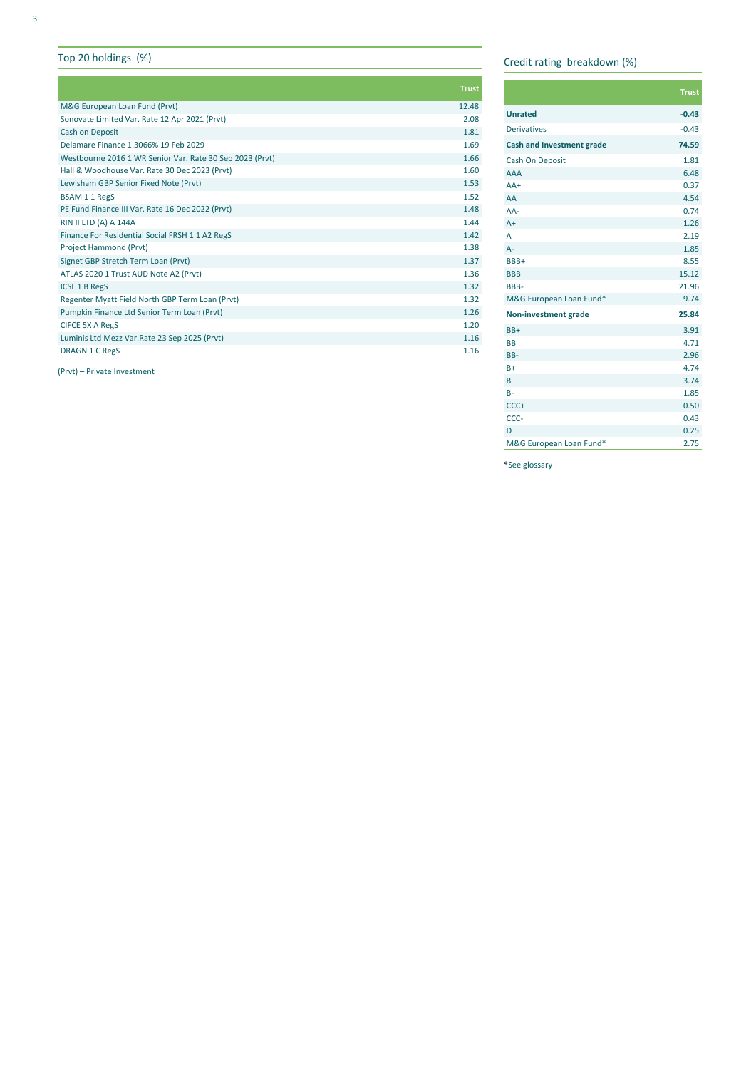## Top 20 holdings (%)

| | Trust |
|---|---|
| M&G European Loan Fund (Prvt) | 12.48 |
| Sonovate Limited Var. Rate 12 Apr 2021 (Prvt) | 2.08 |
| Cash on Deposit | 1.81 |
| Delamare Finance 1.3066% 19 Feb 2029 | 1.69 |
| Westbourne 2016 1 WR Senior Var. Rate 30 Sep 2023 (Prvt) | 1.66 |
| Hall & Woodhouse Var. Rate 30 Dec 2023 (Prvt) | 1.60 |
| Lewisham GBP Senior Fixed Note (Prvt) | 1.53 |
| BSAM 1 1 RegS | 1.52 |
| PE Fund Finance III Var. Rate 16 Dec 2022 (Prvt) | 1.48 |
| RIN II LTD (A) A 144A | 1.44 |
| Finance For Residential Social FRSH 1 1 A2 RegS | 1.42 |
| Project Hammond (Prvt) | 1.38 |
| Signet GBP Stretch Term Loan (Prvt) | 1.37 |
| ATLAS 2020 1 Trust AUD Note A2 (Prvt) | 1.36 |
| ICSL 1 B RegS | 1.32 |
| Regenter Myatt Field North GBP Term Loan (Prvt) | 1.32 |
| Pumpkin Finance Ltd Senior Term Loan (Prvt) | 1.26 |
| CIFCE 5X A RegS | 1.20 |
| Luminis Ltd Mezz Var.Rate 23 Sep 2025 (Prvt) | 1.16 |
| DRAGN 1 C RegS | 1.16 |

(Prvt) – Private Investment

## Credit rating breakdown (%)

| | Trust |
|---|---|
| **Unrated** | **-0.43** |
| Derivatives | -0.43 |
| **Cash and Investment grade** | **74.59** |
| Cash On Deposit | 1.81 |
| AAA | 6.48 |
| AA+ | 0.37 |
| AA | 4.54 |
| AA- | 0.74 |
| A+ | 1.26 |
| A | 2.19 |
| A- | 1.85 |
| BBB+ | 8.55 |
| BBB | 15.12 |
| BBB- | 21.96 |
| M&G European Loan Fund* | 9.74 |
| **Non-investment grade** | **25.84** |
| BB+ | 3.91 |
| BB | 4.71 |
| BB- | 2.96 |
| B+ | 4.74 |
| B | 3.74 |
| B- | 1.85 |
| CCC+ | 0.50 |
| CCC- | 0.43 |
| D | 0.25 |
| M&G European Loan Fund* | 2.75 |

*See glossary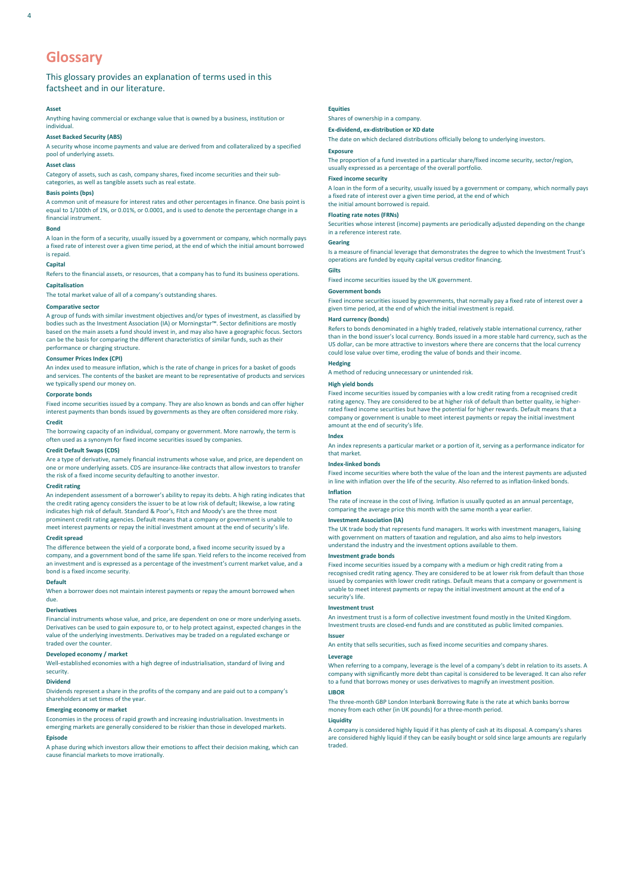# Glossary

This glossary provides an explanation of terms used in this factsheet and in our literature.

**Asset**

Anything having commercial or exchange value that is owned by a business, institution or individual.

**Asset Backed Security (ABS)**

A security whose income payments and value are derived from and collateralized by a specified pool of underlying assets.

**Asset class**

Category of assets, such as cash, company shares, fixed income securities and their sub-categories, as well as tangible assets such as real estate.

**Basis points (bps)**

A common unit of measure for interest rates and other percentages in finance. One basis point is equal to 1/100th of 1%, or 0.01%, or 0.0001, and is used to denote the percentage change in a financial instrument.

**Bond**

A loan in the form of a security, usually issued by a government or company, which normally pays a fixed rate of interest over a given time period, at the end of which the initial amount borrowed is repaid.

**Capital**

Refers to the financial assets, or resources, that a company has to fund its business operations.

**Capitalisation**

The total market value of all of a company's outstanding shares.

**Comparative sector**

A group of funds with similar investment objectives and/or types of investment, as classified by bodies such as the Investment Association (IA) or Morningstar™. Sector definitions are mostly based on the main assets a fund should invest in, and may also have a geographic focus. Sectors can be the basis for comparing the different characteristics of similar funds, such as their performance or charging structure.

**Consumer Prices Index (CPI)**

An index used to measure inflation, which is the rate of change in prices for a basket of goods and services. The contents of the basket are meant to be representative of products and services we typically spend our money on.

**Corporate bonds**

Fixed income securities issued by a company. They are also known as bonds and can offer higher interest payments than bonds issued by governments as they are often considered more risky.

**Credit**

The borrowing capacity of an individual, company or government. More narrowly, the term is often used as a synonym for fixed income securities issued by companies.

**Credit Default Swaps (CDS)**

Are a type of derivative, namely financial instruments whose value, and price, are dependent on one or more underlying assets. CDS are insurance-like contracts that allow investors to transfer the risk of a fixed income security defaulting to another investor.

**Credit rating**

An independent assessment of a borrower's ability to repay its debts. A high rating indicates that the credit rating agency considers the issuer to be at low risk of default; likewise, a low rating indicates high risk of default. Standard & Poor's, Fitch and Moody's are the three most prominent credit rating agencies. Default means that a company or government is unable to meet interest payments or repay the initial investment amount at the end of security's life.

**Credit spread**

The difference between the yield of a corporate bond, a fixed income security issued by a company, and a government bond of the same life span. Yield refers to the income received from an investment and is expressed as a percentage of the investment's current market value, and a bond is a fixed income security.

**Default**

When a borrower does not maintain interest payments or repay the amount borrowed when due.

**Derivatives**

Financial instruments whose value, and price, are dependent on one or more underlying assets. Derivatives can be used to gain exposure to, or to help protect against, expected changes in the value of the underlying investments. Derivatives may be traded on a regulated exchange or traded over the counter.

**Developed economy / market**

Well-established economies with a high degree of industrialisation, standard of living and security.

**Dividend**

Dividends represent a share in the profits of the company and are paid out to a company's shareholders at set times of the year.

**Emerging economy or market**

Economies in the process of rapid growth and increasing industrialisation. Investments in emerging markets are generally considered to be riskier than those in developed markets.

**Episode**

A phase during which investors allow their emotions to affect their decision making, which can cause financial markets to move irrationally.

**Equities**

Shares of ownership in a company.

**Ex-dividend, ex-distribution or XD date**

The date on which declared distributions officially belong to underlying investors.

**Exposure**

The proportion of a fund invested in a particular share/fixed income security, sector/region, usually expressed as a percentage of the overall portfolio.

**Fixed income security**

A loan in the form of a security, usually issued by a government or company, which normally pays a fixed rate of interest over a given time period, at the end of which the initial amount borrowed is repaid.

**Floating rate notes (FRNs)**

Securities whose interest (income) payments are periodically adjusted depending on the change in a reference interest rate.

**Gearing**

Is a measure of financial leverage that demonstrates the degree to which the Investment Trust's operations are funded by equity capital versus creditor financing.

**Gilts**

Fixed income securities issued by the UK government.

**Government bonds**

Fixed income securities issued by governments, that normally pay a fixed rate of interest over a given time period, at the end of which the initial investment is repaid.

**Hard currency (bonds)**

Refers to bonds denominated in a highly traded, relatively stable international currency, rather than in the bond issuer's local currency. Bonds issued in a more stable hard currency, such as the US dollar, can be more attractive to investors where there are concerns that the local currency could lose value over time, eroding the value of bonds and their income.

**Hedging**

A method of reducing unnecessary or unintended risk.

**High yield bonds**

Fixed income securities issued by companies with a low credit rating from a recognised credit rating agency. They are considered to be at higher risk of default than better quality, ie higher-rated fixed income securities but have the potential for higher rewards. Default means that a company or government is unable to meet interest payments or repay the initial investment amount at the end of security's life.

**Index**

An index represents a particular market or a portion of it, serving as a performance indicator for that market.

**Index-linked bonds**

Fixed income securities where both the value of the loan and the interest payments are adjusted in line with inflation over the life of the security. Also referred to as inflation-linked bonds.

**Inflation**

The rate of increase in the cost of living. Inflation is usually quoted as an annual percentage, comparing the average price this month with the same month a year earlier.

**Investment Association (IA)**

The UK trade body that represents fund managers. It works with investment managers, liaising with government on matters of taxation and regulation, and also aims to help investors understand the industry and the investment options available to them.

**Investment grade bonds**

Fixed income securities issued by a company with a medium or high credit rating from a recognised credit rating agency. They are considered to be at lower risk from default than those issued by companies with lower credit ratings. Default means that a company or government is unable to meet interest payments or repay the initial investment amount at the end of a security's life.

**Investment trust**

An investment trust is a form of collective investment found mostly in the United Kingdom. Investment trusts are closed-end funds and are constituted as public limited companies.

**Issuer**

An entity that sells securities, such as fixed income securities and company shares.

**Leverage**

When referring to a company, leverage is the level of a company's debt in relation to its assets. A company with significantly more debt than capital is considered to be leveraged. It can also refer to a fund that borrows money or uses derivatives to magnify an investment position.

**LIBOR**

The three-month GBP London Interbank Borrowing Rate is the rate at which banks borrow money from each other (in UK pounds) for a three-month period.

**Liquidity**

A company is considered highly liquid if it has plenty of cash at its disposal. A company's shares are considered highly liquid if they can be easily bought or sold since large amounts are regularly traded.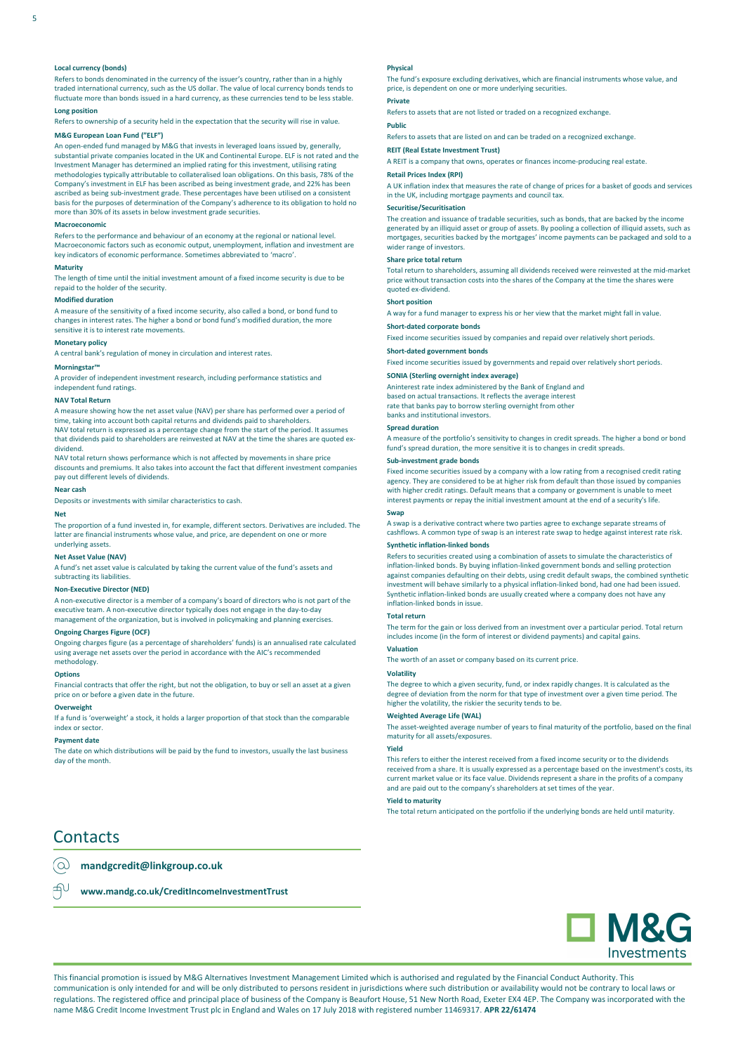#### Local currency (bonds)

Refers to bonds denominated in the currency of the issuer's country, rather than in a highly traded international currency, such as the US dollar. The value of local currency bonds tends to fluctuate more than bonds issued in a hard currency, as these currencies tend to be less stable.

#### Long position

Refers to ownership of a security held in the expectation that the security will rise in value.

#### M&G European Loan Fund ("ELF")

An open-ended fund managed by M&G that invests in leveraged loans issued by, generally, substantial private companies located in the UK and Continental Europe. ELF is not rated and the Investment Manager has determined an implied rating for this investment, utilising rating methodologies typically attributable to collateralised loan obligations. On this basis, 78% of the Company's investment in ELF has been ascribed as being investment grade, and 22% has been ascribed as being sub-investment grade. These percentages have been utilised on a consistent basis for the purposes of determination of the Company's adherence to its obligation to hold no more than 30% of its assets in below investment grade securities.

#### Macroeconomic

Refers to the performance and behaviour of an economy at the regional or national level. Macroeconomic factors such as economic output, unemployment, inflation and investment are key indicators of economic performance. Sometimes abbreviated to 'macro'.

#### Maturity

The length of time until the initial investment amount of a fixed income security is due to be repaid to the holder of the security.

#### Modified duration

A measure of the sensitivity of a fixed income security, also called a bond, or bond fund to changes in interest rates. The higher a bond or bond fund's modified duration, the more sensitive it is to interest rate movements.

#### Monetary policy

A central bank's regulation of money in circulation and interest rates.

#### Morningstar™

A provider of independent investment research, including performance statistics and independent fund ratings.

#### NAV Total Return

A measure showing how the net asset value (NAV) per share has performed over a period of time, taking into account both capital returns and dividends paid to shareholders.
NAV total return is expressed as a percentage change from the start of the period. It assumes that dividends paid to shareholders are reinvested at NAV at the time the shares are quoted ex-dividend.
NAV total return shows performance which is not affected by movements in share price discounts and premiums. It also takes into account the fact that different investment companies pay out different levels of dividends.

#### Near cash

Deposits or investments with similar characteristics to cash.

#### Net

The proportion of a fund invested in, for example, different sectors. Derivatives are included. The latter are financial instruments whose value, and price, are dependent on one or more underlying assets.

#### Net Asset Value (NAV)

A fund's net asset value is calculated by taking the current value of the fund's assets and subtracting its liabilities.

#### Non-Executive Director (NED)

A non-executive director is a member of a company's board of directors who is not part of the executive team. A non-executive director typically does not engage in the day-to-day management of the organization, but is involved in policymaking and planning exercises.

#### Ongoing Charges Figure (OCF)

Ongoing charges figure (as a percentage of shareholders' funds) is an annualised rate calculated using average net assets over the period in accordance with the AIC's recommended methodology.

#### Options

Financial contracts that offer the right, but not the obligation, to buy or sell an asset at a given price on or before a given date in the future.

#### Overweight

If a fund is 'overweight' a stock, it holds a larger proportion of that stock than the comparable index or sector.

#### Payment date

The date on which distributions will be paid by the fund to investors, usually the last business day of the month.

#### Physical

The fund's exposure excluding derivatives, which are financial instruments whose value, and price, is dependent on one or more underlying securities.

#### Private

Refers to assets that are not listed or traded on a recognized exchange.

#### Public

Refers to assets that are listed on and can be traded on a recognized exchange.

#### REIT (Real Estate Investment Trust)

A REIT is a company that owns, operates or finances income-producing real estate.

#### Retail Prices Index (RPI)

A UK inflation index that measures the rate of change of prices for a basket of goods and services in the UK, including mortgage payments and council tax.

#### Securitise/Securitisation

The creation and issuance of tradable securities, such as bonds, that are backed by the income generated by an illiquid asset or group of assets. By pooling a collection of illiquid assets, such as mortgages, securities backed by the mortgages' income payments can be packaged and sold to a wider range of investors.

#### Share price total return

Total return to shareholders, assuming all dividends received were reinvested at the mid-market price without transaction costs into the shares of the Company at the time the shares were quoted ex-dividend.

#### Short position

A way for a fund manager to express his or her view that the market might fall in value.

#### Short-dated corporate bonds

Fixed income securities issued by companies and repaid over relatively short periods.

#### Short-dated government bonds

Fixed income securities issued by governments and repaid over relatively short periods.

#### SONIA (Sterling overnight index average)

Aninterest rate index administered by the Bank of England and based on actual transactions. It reflects the average interest rate that banks pay to borrow sterling overnight from other banks and institutional investors.

#### Spread duration

A measure of the portfolio's sensitivity to changes in credit spreads. The higher a bond or bond fund's spread duration, the more sensitive it is to changes in credit spreads.

#### Sub-investment grade bonds

Fixed income securities issued by a company with a low rating from a recognised credit rating agency. They are considered to be at higher risk from default than those issued by companies with higher credit ratings. Default means that a company or government is unable to meet interest payments or repay the initial investment amount at the end of a security's life.

#### Swap

A swap is a derivative contract where two parties agree to exchange separate streams of cashflows. A common type of swap is an interest rate swap to hedge against interest rate risk.

#### Synthetic inflation-linked bonds

Refers to securities created using a combination of assets to simulate the characteristics of inflation-linked bonds. By buying inflation-linked government bonds and selling protection against companies defaulting on their debts, using credit default swaps, the combined synthetic investment will behave similarly to a physical inflation-linked bond, had one had been issued. Synthetic inflation-linked bonds are usually created where a company does not have any inflation-linked bonds in issue.

#### Total return

The term for the gain or loss derived from an investment over a particular period. Total return includes income (in the form of interest or dividend payments) and capital gains.

#### Valuation

The worth of an asset or company based on its current price.

#### Volatility

The degree to which a given security, fund, or index rapidly changes. It is calculated as the degree of deviation from the norm for that type of investment over a given time period. The higher the volatility, the riskier the security tends to be.

#### Weighted Average Life (WAL)

The asset-weighted average number of years to final maturity of the portfolio, based on the final maturity for all assets/exposures.

#### Yield

This refers to either the interest received from a fixed income security or to the dividends received from a share. It is usually expressed as a percentage based on the investment's costs, its current market value or its face value. Dividends represent a share in the profits of a company and are paid out to the company's shareholders at set times of the year.

#### Yield to maturity

The total return anticipated on the portfolio if the underlying bonds are held until maturity.

## Contacts

**mandgcredit@linkgroup.co.uk**

**www.mandg.co.uk/CreditIncomeInvestmentTrust**

M&G Investments

This financial promotion is issued by M&G Alternatives Investment Management Limited which is authorised and regulated by the Financial Conduct Authority. This communication is only intended for and will be only distributed to persons resident in jurisdictions where such distribution or availability would not be contrary to local laws or regulations. The registered office and principal place of business of the Company is Beaufort House, 51 New North Road, Exeter EX4 4EP. The Company was incorporated with the name M&G Credit Income Investment Trust plc in England and Wales on 17 July 2018 with registered number 11469317. **APR 22/61474**